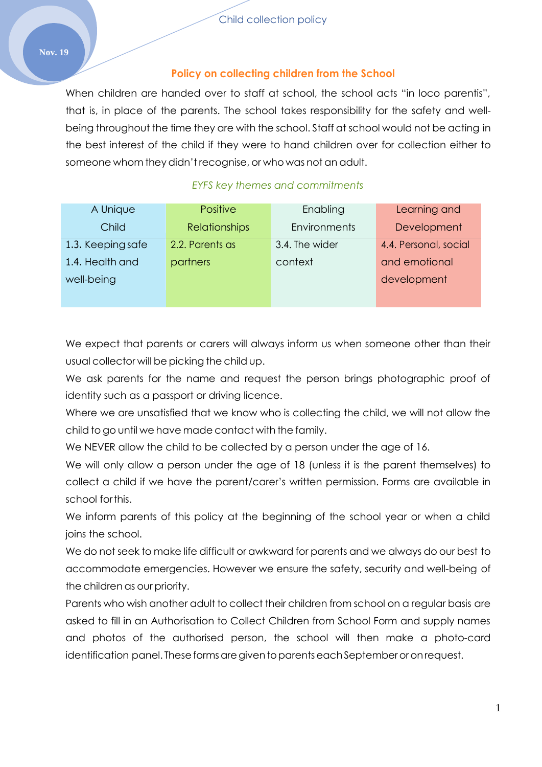## Policy on collecting children from the School

When children are handed over to staff at school, the school acts "in loco parentis", that is, in place of the parents. The school takes responsibility for the safety and well-being throughout the time they are with the school. Staff at school would not be acting in the best interest of the child if they were to hand children over for collection either to someone whom they didn't recognise, or who was not an adult.

*EYFS key themes and commitments*

| A Unique Child | Positive Relationships | Enabling Environments | Learning and Development |
|---|---|---|---|
| 1.3. Keeping safe<br>1.4. Health and well-being | 2.2. Parents as partners | 3.4. The wider context | 4.4. Personal, social and emotional development |

We expect that parents or carers will always inform us when someone other than their usual collector will be picking the child up.

We ask parents for the name and request the person brings photographic proof of identity such as a passport or driving licence.

Where we are unsatisfied that we know who is collecting the child, we will not allow the child to go until we have made contact with the family.

We NEVER allow the child to be collected by a person under the age of 16.

We will only allow a person under the age of 18 (unless it is the parent themselves) to collect a child if we have the parent/carer's written permission. Forms are available in school for this.

We inform parents of this policy at the beginning of the school year or when a child joins the school.

We do not seek to make life difficult or awkward for parents and we always do our best to accommodate emergencies. However we ensure the safety, security and well-being of the children as our priority.

Parents who wish another adult to collect their children from school on a regular basis are asked to fill in an Authorisation to Collect Children from School Form and supply names and photos of the authorised person, the school will then make a photo-card identification panel. These forms are given to parents each September or on request.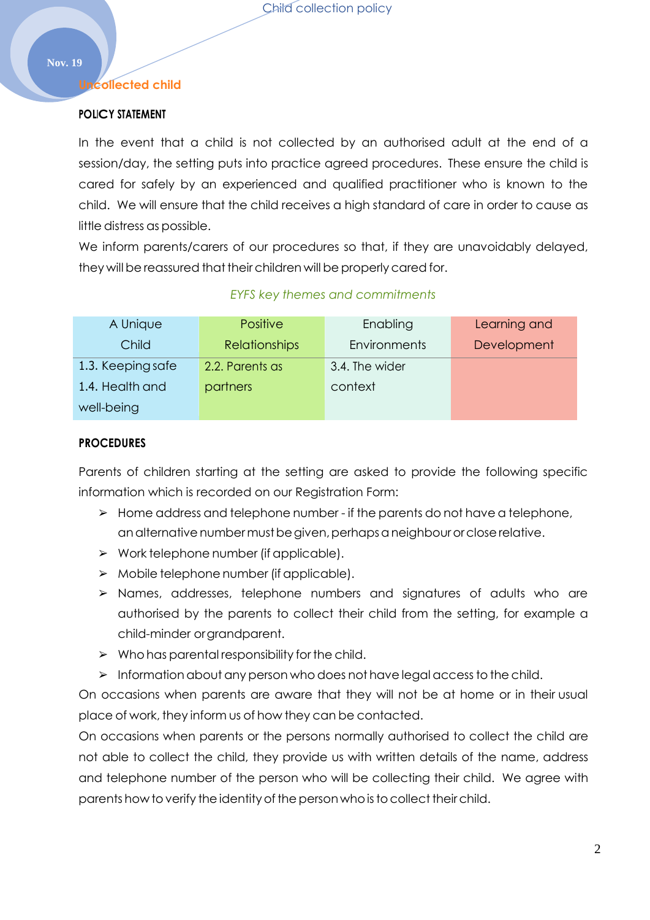Nov. 19

## Uncollected child

### POLICY STATEMENT

In the event that a child is not collected by an authorised adult at the end of a session/day, the setting puts into practice agreed procedures. These ensure the child is cared for safely by an experienced and qualified practitioner who is known to the child. We will ensure that the child receives a high standard of care in order to cause as little distress as possible.

We inform parents/carers of our procedures so that, if they are unavoidably delayed, they will be reassured that their children will be properly cared for.

*EYFS key themes and commitments*

| A Unique Child | Positive Relationships | Enabling Environments | Learning and Development |
|---|---|---|---|
| 1.3. Keeping safe<br>1.4. Health and well-being | 2.2. Parents as partners | 3.4. The wider context | |

### PROCEDURES

Parents of children starting at the setting are asked to provide the following specific information which is recorded on our Registration Form:

- Home address and telephone number - if the parents do not have a telephone, an alternative number must be given, perhaps a neighbour or close relative.
- Work telephone number (if applicable).
- Mobile telephone number (if applicable).
- Names, addresses, telephone numbers and signatures of adults who are authorised by the parents to collect their child from the setting, for example a child-minder or grandparent.
- Who has parental responsibility for the child.
- Information about any person who does not have legal access to the child.

On occasions when parents are aware that they will not be at home or in their usual place of work, they inform us of how they can be contacted.

On occasions when parents or the persons normally authorised to collect the child are not able to collect the child, they provide us with written details of the name, address and telephone number of the person who will be collecting their child. We agree with parents how to verify the identity of the person who is to collect their child.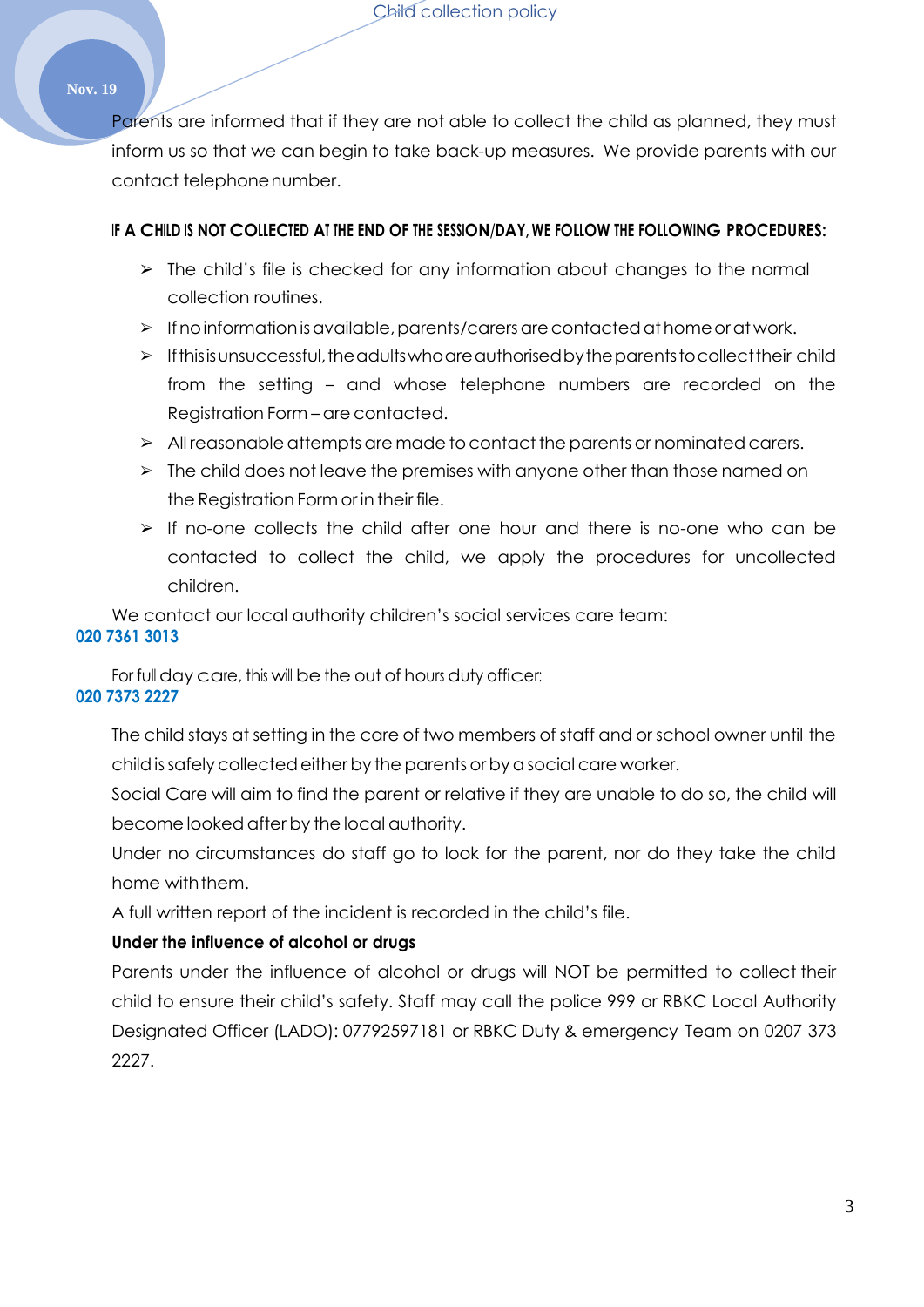Parents are informed that if they are not able to collect the child as planned, they must inform us so that we can begin to take back-up measures. We provide parents with our contact telephone number.

**IF A CHILD IS NOT COLLECTED AT THE END OF THE SESSION/DAY, WE FOLLOW THE FOLLOWING PROCEDURES:**

- The child's file is checked for any information about changes to the normal collection routines.
- If no information is available, parents/carers are contacted at home or at work.
- If this is unsuccessful, the adults who are authorised by the parents to collect their child from the setting – and whose telephone numbers are recorded on the Registration Form – are contacted.
- All reasonable attempts are made to contact the parents or nominated carers.
- The child does not leave the premises with anyone other than those named on the Registration Form or in their file.
- If no-one collects the child after one hour and there is no-one who can be contacted to collect the child, we apply the procedures for uncollected children.

We contact our local authority children's social services care team:

**020 7361 3013**

For full day care, this will be the out of hours duty officer:

**020 7373 2227**

The child stays at setting in the care of two members of staff and or school owner until the child is safely collected either by the parents or by a social care worker.

Social Care will aim to find the parent or relative if they are unable to do so, the child will become looked after by the local authority.

Under no circumstances do staff go to look for the parent, nor do they take the child home with them.

A full written report of the incident is recorded in the child's file.

**Under the influence of alcohol or drugs**

Parents under the influence of alcohol or drugs will NOT be permitted to collect their child to ensure their child's safety. Staff may call the police 999 or RBKC Local Authority Designated Officer (LADO): 07792597181 or RBKC Duty & emergency Team on 0207 373 2227.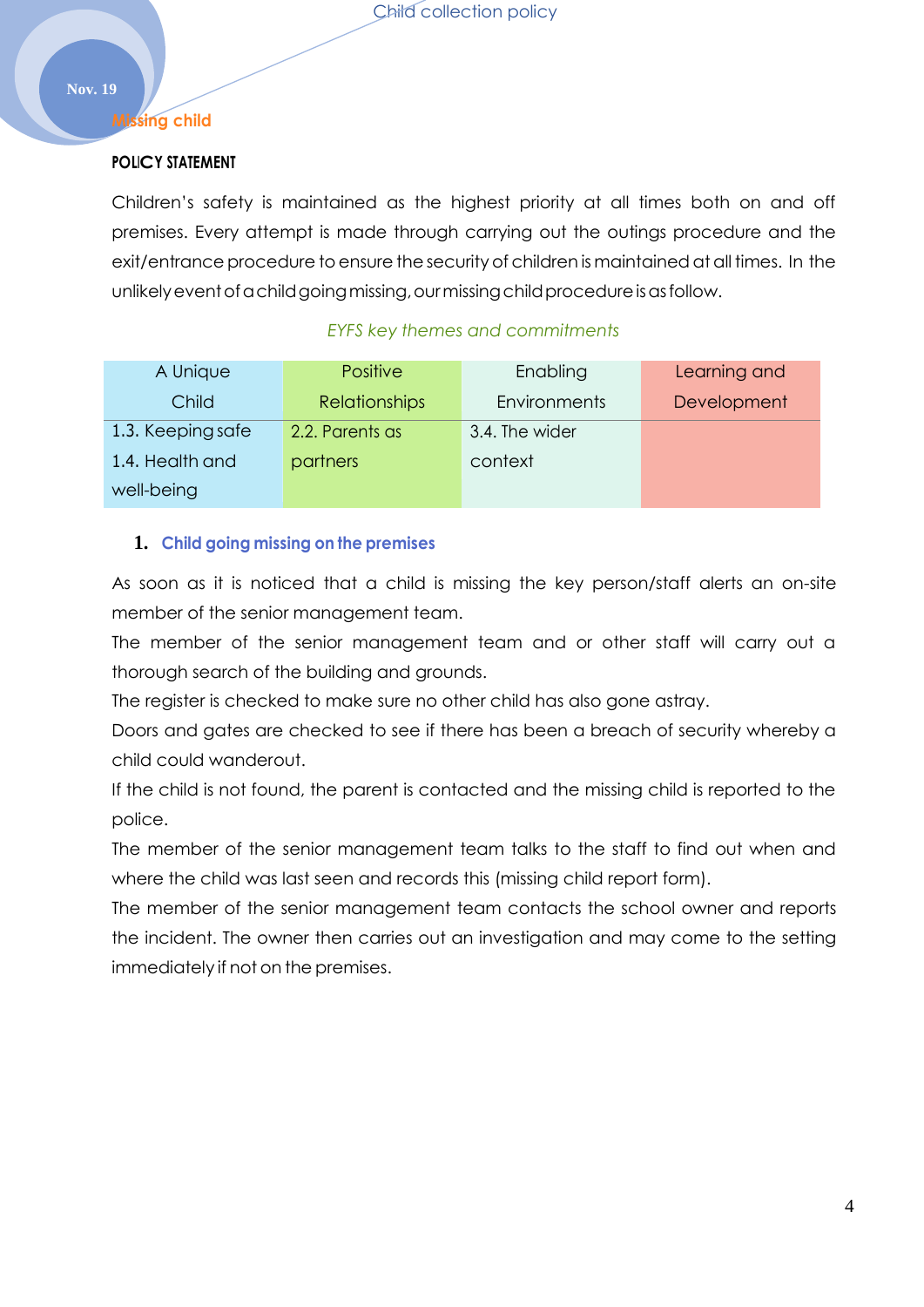## Missing child

**POLICY STATEMENT**

Children's safety is maintained as the highest priority at all times both on and off premises. Every attempt is made through carrying out the outings procedure and the exit/entrance procedure to ensure the security of children is maintained at all times. In the unlikely event of a child going missing, our missing child procedure is as follow.

*EYFS key themes and commitments*

| A Unique Child | Positive Relationships | Enabling Environments | Learning and Development |
|---|---|---|---|
| 1.3. Keeping safe<br>1.4. Health and well-being | 2.2. Parents as partners | 3.4. The wider context | |

### 1. Child going missing on the premises

As soon as it is noticed that a child is missing the key person/staff alerts an on-site member of the senior management team.

The member of the senior management team and or other staff will carry out a thorough search of the building and grounds.

The register is checked to make sure no other child has also gone astray.

Doors and gates are checked to see if there has been a breach of security whereby a child could wanderout.

If the child is not found, the parent is contacted and the missing child is reported to the police.

The member of the senior management team talks to the staff to find out when and where the child was last seen and records this (missing child report form).

The member of the senior management team contacts the school owner and reports the incident. The owner then carries out an investigation and may come to the setting immediately if not on the premises.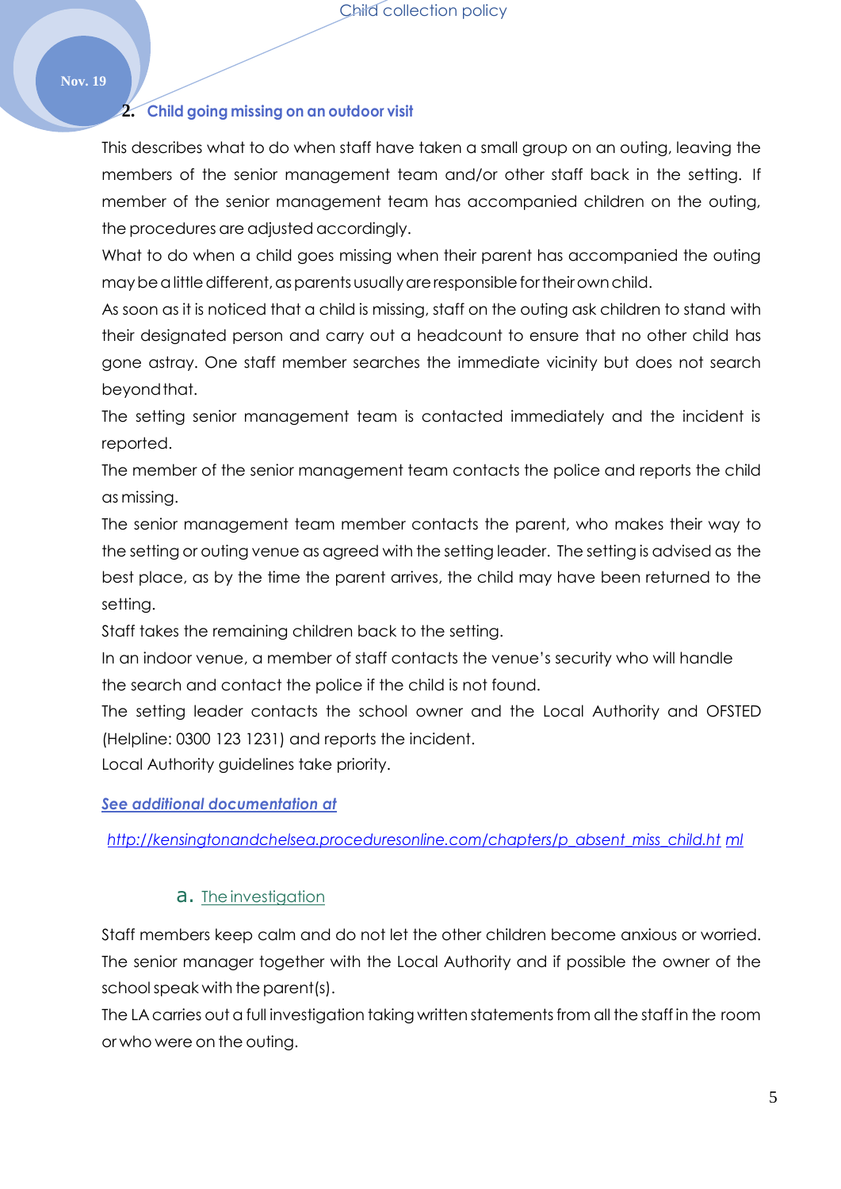## 2. Child going missing on an outdoor visit

This describes what to do when staff have taken a small group on an outing, leaving the members of the senior management team and/or other staff back in the setting. If member of the senior management team has accompanied children on the outing, the procedures are adjusted accordingly.

What to do when a child goes missing when their parent has accompanied the outing may be a little different, as parents usually are responsible for their own child.

As soon as it is noticed that a child is missing, staff on the outing ask children to stand with their designated person and carry out a headcount to ensure that no other child has gone astray. One staff member searches the immediate vicinity but does not search beyond that.

The setting senior management team is contacted immediately and the incident is reported.

The member of the senior management team contacts the police and reports the child as missing.

The senior management team member contacts the parent, who makes their way to the setting or outing venue as agreed with the setting leader. The setting is advised as the best place, as by the time the parent arrives, the child may have been returned to the setting.

Staff takes the remaining children back to the setting.

In an indoor venue, a member of staff contacts the venue's security who will handle the search and contact the police if the child is not found.

The setting leader contacts the school owner and the Local Authority and OFSTED (Helpline: 0300 123 1231) and reports the incident.

Local Authority guidelines take priority.

***See additional documentation at***

*http://kensingtonandchelsea.proceduresonline.com/chapters/p_absent_miss_child.html*

### a. The investigation

Staff members keep calm and do not let the other children become anxious or worried.

The senior manager together with the Local Authority and if possible the owner of the school speak with the parent(s).

The LA carries out a full investigation taking written statements from all the staff in the room or who were on the outing.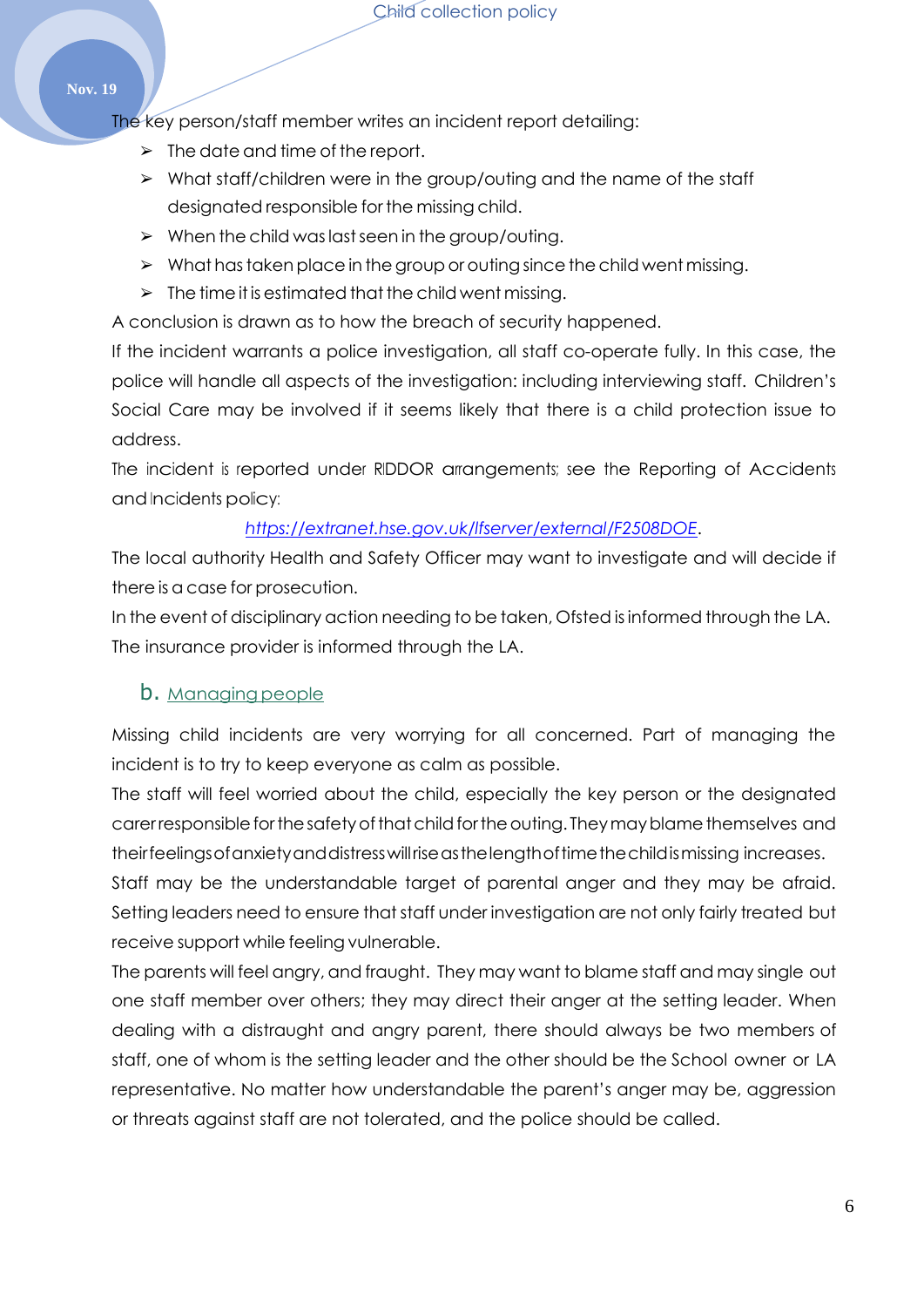The key person/staff member writes an incident report detailing:

- The date and time of the report.
- What staff/children were in the group/outing and the name of the staff designated responsible for the missing child.
- When the child was last seen in the group/outing.
- What has taken place in the group or outing since the child went missing.
- The time it is estimated that the child went missing.

A conclusion is drawn as to how the breach of security happened.

If the incident warrants a police investigation, all staff co-operate fully. In this case, the police will handle all aspects of the investigation: including interviewing staff. Children's Social Care may be involved if it seems likely that there is a child protection issue to address.

The incident is reported under RIDDOR arrangements; see the Reporting of Accidents and Incidents policy:

[https://extranet.hse.gov.uk/lfserver/external/F2508DOE](https://extranet.hse.gov.uk/lfserver/external/F2508DOE).

The local authority Health and Safety Officer may want to investigate and will decide if there is a case for prosecution.

In the event of disciplinary action needing to be taken, Ofsted is informed through the LA.

The insurance provider is informed through the LA.

### b. Managing people

Missing child incidents are very worrying for all concerned. Part of managing the incident is to try to keep everyone as calm as possible.

The staff will feel worried about the child, especially the key person or the designated carer responsible for the safety of that child for the outing. They may blame themselves and their feelings of anxiety and distress will rise as the length of time the child is missing increases.

Staff may be the understandable target of parental anger and they may be afraid. Setting leaders need to ensure that staff under investigation are not only fairly treated but receive support while feeling vulnerable.

The parents will feel angry, and fraught. They may want to blame staff and may single out one staff member over others; they may direct their anger at the setting leader. When dealing with a distraught and angry parent, there should always be two members of staff, one of whom is the setting leader and the other should be the School owner or LA representative. No matter how understandable the parent's anger may be, aggression or threats against staff are not tolerated, and the police should be called.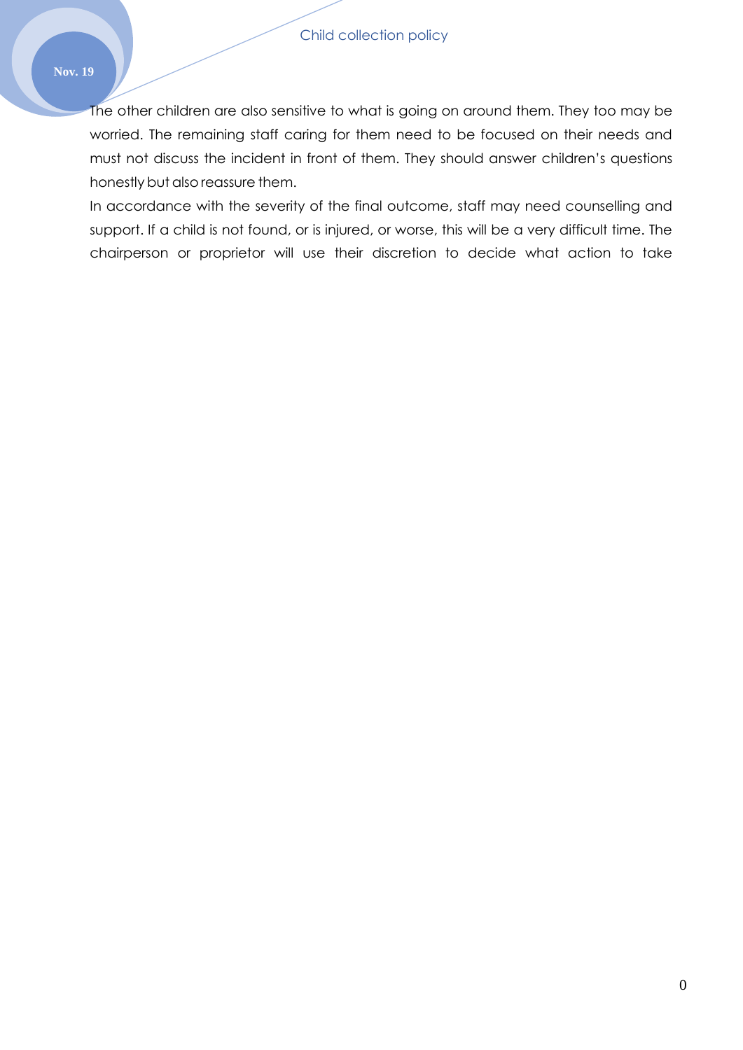The other children are also sensitive to what is going on around them. They too may be worried. The remaining staff caring for them need to be focused on their needs and must not discuss the incident in front of them. They should answer children's questions honestly but also reassure them.

In accordance with the severity of the final outcome, staff may need counselling and support. If a child is not found, or is injured, or worse, this will be a very difficult time. The chairperson or proprietor will use their discretion to decide what action to take